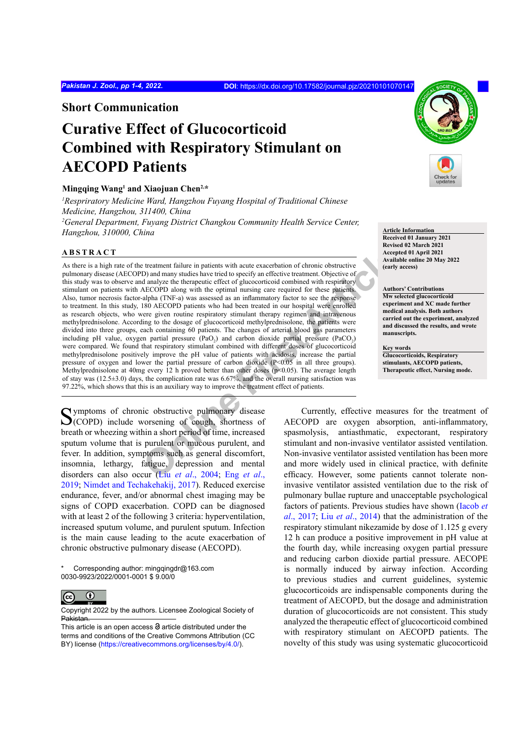## Short Communication

# Curative Effect of Glucocorticoid Combined with Respiratory Stimulant on AECOPD Patients

**Mingqing Wang[1] and Xiaojuan Chen[2,*]**

*[1]Respriratory Medicine Ward, Hangzhou Fuyang Hospital of Traditional Chinese Medicine, Hangzhou, 311400, China*

*[2]General Department, Fuyang District Changkou Community Health Service Center, Hangzhou, 310000, China*

**Article Information**
Received 01 January 2021
Revised 02 March 2021
Accepted 01 April 2021
Available online 20 May 2022 (early access)

**Authors' Contributions**
Mw selected glucocorticoid experiment and XC made further medical analysis. Both authors carried out the experiment, analyzed and discussed the results, and wrote manuscripts.

**Key words**
Glucocorticoids, Respiratory stimulants, AECOPD patients, Therapeutic effect, Nursing mode.

## ABSTRACT

As there is a high rate of the treatment failure in patients with acute exacerbation of chronic obstructive pulmonary disease (AECOPD) and many studies have tried to specify an effective treatment. Objective of this study was to observe and analyze the therapeutic effect of glucocorticoid combined with respiratory stimulant on patients with AECOPD along with the optimal nursing care required for these patients. Also, tumor necrosis factor-alpha (TNF-a) was assessed as an inflammatory factor to see the response to treatment. In this study, 180 AECOPD patients who had been treated in our hospital were enrolled as research objects, who were given routine respiratory stimulant therapy regimen and intravenous methylprednisolone. According to the dosage of glucocorticoid methylprednisolone, the patients were divided into three groups, each containing 60 patients. The changes of arterial blood gas parameters including pH value, oxygen partial pressure ($PaO_2$) and carbon dioxide partial pressure ($PaCO_2$) were compared. We found that respiratory stimulant combined with different doses of glucocorticoid methylprednisolone positively improve the pH value of patients with acidosis, increase the partial pressure of oxygen and lower the partial pressure of carbon dioxide ($P<0.05$ in all three groups). Methylprednisolone at 40mg every 12 h proved better than other doses ($p<0.05$). The average length of stay was (12.5±3.0) days, the complication rate was 6.67%, and the overall nursing satisfaction was 97.22%, which shows that this is an auxiliary way to improve the treatment effect of patients.

Symptoms of chronic obstructive pulmonary disease (COPD) include worsening of cough, shortness of breath or wheezing within a short period of time, increased sputum volume that is purulent or mucous purulent, and fever. In addition, symptoms such as general discomfort, insomnia, lethargy, fatigue, depression and mental disorders can also occur (Liu *et al*., 2004; Eng *et al*., 2019; Nimdet and Techakehakij, 2017). Reduced exercise endurance, fever, and/or abnormal chest imaging may be signs of COPD exacerbation. COPD can be diagnosed with at least 2 of the following 3 criteria: hyperventilation, increased sputum volume, and purulent sputum. Infection is the main cause leading to the acute exacerbation of chronic obstructive pulmonary disease (AECOPD).

Currently, effective measures for the treatment of AECOPD are oxygen absorption, anti-inflammatory, spasmolysis, antiasthmatic, expectorant, respiratory stimulant and non-invasive ventilator assisted ventilation. Non-invasive ventilator assisted ventilation has been more and more widely used in clinical practice, with definite efficacy. However, some patients cannot tolerate non-invasive ventilator assisted ventilation due to the risk of pulmonary bullae rupture and unacceptable psychological factors of patients. Previous studies have shown (Iacob *et al*., 2017; Liu *et al*., 2014) that the administration of the respiratory stimulant nikezamide by dose of 1.125 g every 12 h can produce a positive improvement in pH value at the fourth day, while increasing oxygen partial pressure and reducing carbon dioxide partial pressure. AECOPE is normally induced by airway infection. According to previous studies and current guidelines, systemic glucocorticoids are indispensable components during the treatment of AECOPD, but the dosage and administration duration of glucocorticoids are not consistent. This study analyzed the therapeutic effect of glucocorticoid combined with respiratory stimulant on AECOPD patients. The novelty of this study was using systematic glucocorticoid

\* Corresponding author: mingqingdr@163.com
0030-9923/2022/0001-0001 $ 9.00/0

Copyright 2022 by the authors. Licensee Zoological Society of Pakistan.
This article is an open access article distributed under the terms and conditions of the Creative Commons Attribution (CC BY) license (https://creativecommons.org/licenses/by/4.0/).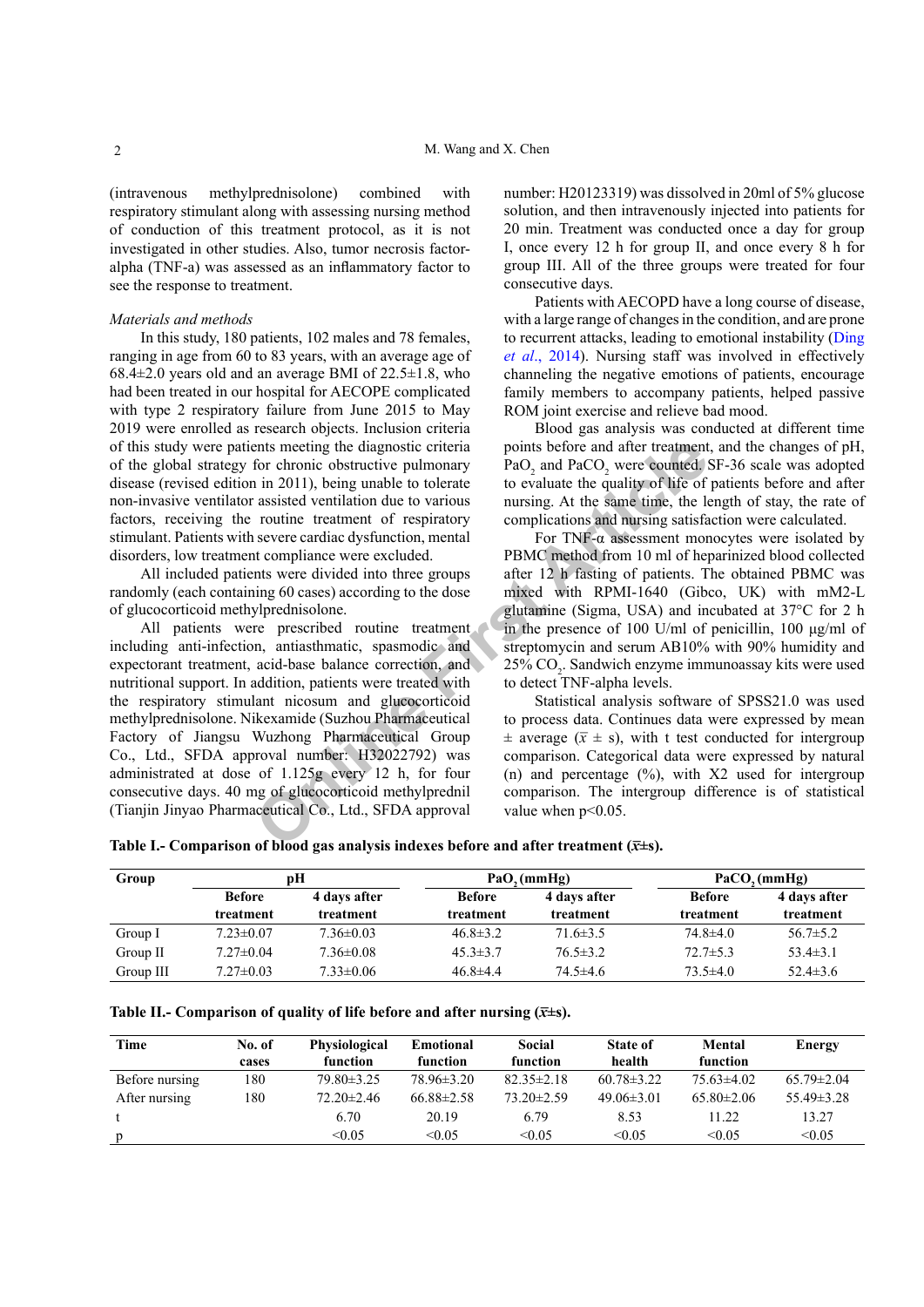(intravenous methylprednisolone) combined with respiratory stimulant along with assessing nursing method of conduction of this treatment protocol, as it is not investigated in other studies. Also, tumor necrosis factor-alpha (TNF-a) was assessed as an inflammatory factor to see the response to treatment.

*Materials and methods*

In this study, 180 patients, 102 males and 78 females, ranging in age from 60 to 83 years, with an average age of 68.4±2.0 years old and an average BMI of 22.5±1.8, who had been treated in our hospital for AECOPE complicated with type 2 respiratory failure from June 2015 to May 2019 were enrolled as research objects. Inclusion criteria of this study were patients meeting the diagnostic criteria of the global strategy for chronic obstructive pulmonary disease (revised edition in 2011), being unable to tolerate non-invasive ventilator assisted ventilation due to various factors, receiving the routine treatment of respiratory stimulant. Patients with severe cardiac dysfunction, mental disorders, low treatment compliance were excluded.

All included patients were divided into three groups randomly (each containing 60 cases) according to the dose of glucocorticoid methylprednisolone.

All patients were prescribed routine treatment including anti-infection, antiasthmatic, spasmodic and expectorant treatment, acid-base balance correction, and nutritional support. In addition, patients were treated with the respiratory stimulant nicosum and glucocorticoid methylprednisolone. Nikexamide (Suzhou Pharmaceutical Factory of Jiangsu Wuzhong Pharmaceutical Group Co., Ltd., SFDA approval number: H32022792) was administrated at dose of 1.125g every 12 h, for four consecutive days. 40 mg of glucocorticoid methylprednil (Tianjin Jinyao Pharmaceutical Co., Ltd., SFDA approval number: H20123319) was dissolved in 20ml of 5% glucose solution, and then intravenously injected into patients for 20 min. Treatment was conducted once a day for group I, once every 12 h for group II, and once every 8 h for group III. All of the three groups were treated for four consecutive days.

Patients with AECOPD have a long course of disease, with a large range of changes in the condition, and are prone to recurrent attacks, leading to emotional instability (Ding *et al*., 2014). Nursing staff was involved in effectively channeling the negative emotions of patients, encourage family members to accompany patients, helped passive ROM joint exercise and relieve bad mood.

Blood gas analysis was conducted at different time points before and after treatment, and the changes of pH, $PaO_2$ and $PaCO_2$ were counted. SF-36 scale was adopted to evaluate the quality of life of patients before and after nursing. At the same time, the length of stay, the rate of complications and nursing satisfaction were calculated.

For TNF-α assessment monocytes were isolated by PBMC method from 10 ml of heparinized blood collected after 12 h fasting of patients. The obtained PBMC was mixed with RPMI-1640 (Gibco, UK) with mM2-L glutamine (Sigma, USA) and incubated at 37°C for 2 h in the presence of 100 U/ml of penicillin, 100 µg/ml of streptomycin and serum AB10% with 90% humidity and 25% $CO_2$. Sandwich enzyme immunoassay kits were used to detect TNF-alpha levels.

Statistical analysis software of SPSS21.0 was used to process data. Continues data were expressed by mean ± average ($\bar{x}$ ± s), with t test conducted for intergroup comparison. Categorical data were expressed by natural (n) and percentage (%), with X2 used for intergroup comparison. The intergroup difference is of statistical value when $p<0.05$.

**Table I.- Comparison of blood gas analysis indexes before and after treatment ($\bar{x}$±s).**

| Group | pH | | $PaO_2$ (mmHg) | | $PaCO_2$ (mmHg) | |
|---|---|---|---|---|---|---|
| | Before treatment | 4 days after treatment | Before treatment | 4 days after treatment | Before treatment | 4 days after treatment |
| Group I | 7.23±0.07 | 7.36±0.03 | 46.8±3.2 | 71.6±3.5 | 74.8±4.0 | 56.7±5.2 |
| Group II | 7.27±0.04 | 7.36±0.08 | 45.3±3.7 | 76.5±3.2 | 72.7±5.3 | 53.4±3.1 |
| Group III | 7.27±0.03 | 7.33±0.06 | 46.8±4.4 | 74.5±4.6 | 73.5±4.0 | 52.4±3.6 |

**Table II.- Comparison of quality of life before and after nursing ($\bar{x}$±s).**

| Time | No. of cases | Physiological function | Emotional function | Social function | State of health | Mental function | Energy |
|---|---|---|---|---|---|---|---|
| Before nursing | 180 | 79.80±3.25 | 78.96±3.20 | 82.35±2.18 | 60.78±3.22 | 75.63±4.02 | 65.79±2.04 |
| After nursing | 180 | 72.20±2.46 | 66.88±2.58 | 73.20±2.59 | 49.06±3.01 | 65.80±2.06 | 55.49±3.28 |
| t | | 6.70 | 20.19 | 6.79 | 8.53 | 11.22 | 13.27 |
| p | | <0.05 | <0.05 | <0.05 | <0.05 | <0.05 | <0.05 |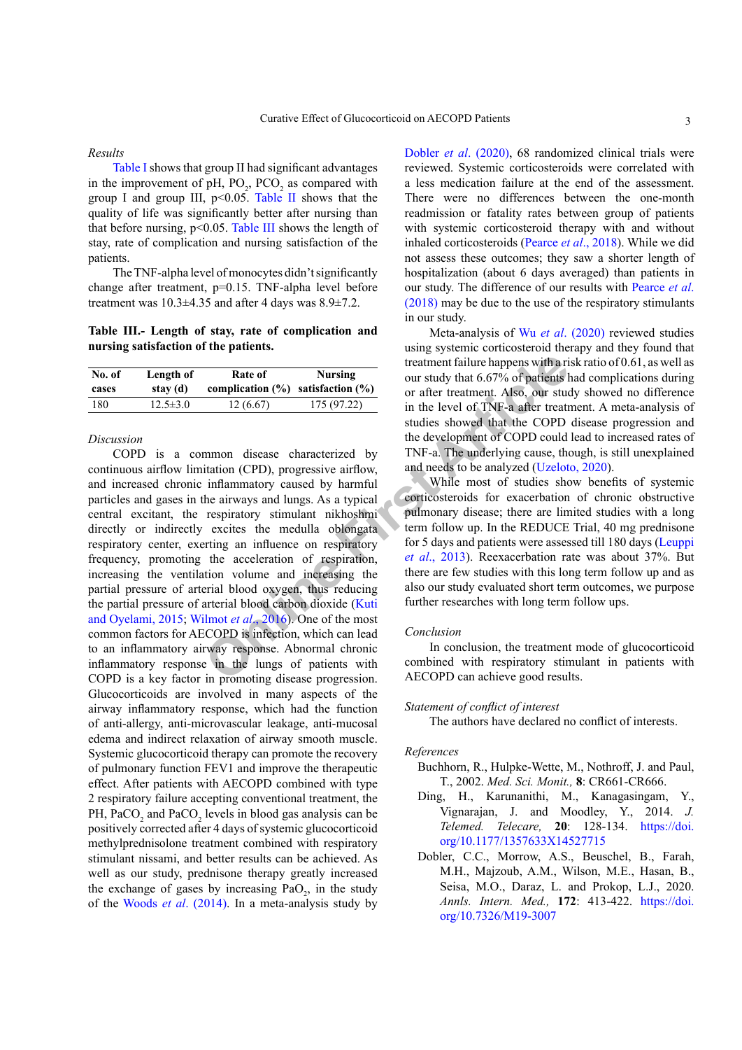*Results*

Table I shows that group II had significant advantages in the improvement of pH, $PO_2$, $PCO_2$ as compared with group I and group III, $p<0.05$. Table II shows that the quality of life was significantly better after nursing than that before nursing, $p<0.05$. Table III shows the length of stay, rate of complication and nursing satisfaction of the patients.

The TNF-alpha level of monocytes didn't significantly change after treatment, p=0.15. TNF-alpha level before treatment was 10.3±4.35 and after 4 days was 8.9±7.2.

**Table III.- Length of stay, rate of complication and nursing satisfaction of the patients.**

| No. of cases | Length of stay (d) | Rate of complication (%) | Nursing satisfaction (%) |
|---|---|---|---|
| 180 | 12.5±3.0 | 12 (6.67) | 175 (97.22) |

*Discussion*

COPD is a common disease characterized by continuous airflow limitation (CPD), progressive airflow, and increased chronic inflammatory caused by harmful particles and gases in the airways and lungs. As a typical central excitant, the respiratory stimulant nikhoshmi directly or indirectly excites the medulla oblongata respiratory center, exerting an influence on respiratory frequency, promoting the acceleration of respiration, increasing the ventilation volume and increasing the partial pressure of arterial blood oxygen, thus reducing the partial pressure of arterial blood carbon dioxide (Kuti and Oyelami, 2015; Wilmot *et al*., 2016). One of the most common factors for AECOPD is infection, which can lead to an inflammatory airway response. Abnormal chronic inflammatory response in the lungs of patients with COPD is a key factor in promoting disease progression. Glucocorticoids are involved in many aspects of the airway inflammatory response, which had the function of anti-allergy, anti-microvascular leakage, anti-mucosal edema and indirect relaxation of airway smooth muscle. Systemic glucocorticoid therapy can promote the recovery of pulmonary function FEV1 and improve the therapeutic effect. After patients with AECOPD combined with type 2 respiratory failure accepting conventional treatment, the PH, $PaCO_2$ and $PaCO_2$ levels in blood gas analysis can be positively corrected after 4 days of systemic glucocorticoid methylprednisolone treatment combined with respiratory stimulant nissami, and better results can be achieved. As well as our study, prednisone therapy greatly increased the exchange of gases by increasing $PaO_2$, in the study of the Woods *et al*. (2014). In a meta-analysis study by Dobler *et al*. (2020), 68 randomized clinical trials were reviewed. Systemic corticosteroids were correlated with a less medication failure at the end of the assessment. There were no differences between the one-month readmission or fatality rates between group of patients with systemic corticosteroid therapy with and without inhaled corticosteroids (Pearce *et al*., 2018). While we did not assess these outcomes; they saw a shorter length of hospitalization (about 6 days averaged) than patients in our study. The difference of our results with Pearce *et al.* (2018) may be due to the use of the respiratory stimulants in our study.

Meta-analysis of Wu *et al*. (2020) reviewed studies using systemic corticosteroid therapy and they found that treatment failure happens with a risk ratio of 0.61, as well as our study that 6.67% of patients had complications during or after treatment. Also, our study showed no difference in the level of TNF-a after treatment. A meta-analysis of studies showed that the COPD disease progression and the development of COPD could lead to increased rates of TNF-a. The underlying cause, though, is still unexplained and needs to be analyzed (Uzeloto, 2020).

While most of studies show benefits of systemic corticosteroids for exacerbation of chronic obstructive pulmonary disease; there are limited studies with a long term follow up. In the REDUCE Trial, 40 mg prednisone for 5 days and patients were assessed till 180 days (Leuppi *et al*., 2013). Reexacerbation rate was about 37%. But there are few studies with this long term follow up and as also our study evaluated short term outcomes, we purpose further researches with long term follow ups.

*Conclusion*

In conclusion, the treatment mode of glucocorticoid combined with respiratory stimulant in patients with AECOPD can achieve good results.

*Statement of conflict of interest*

The authors have declared no conflict of interests.

*References*

Buchhorn, R., Hulpke-Wette, M., Nothroff, J. and Paul, T., 2002. *Med. Sci. Monit.,* **8**: CR661-CR666.

Ding, H., Karunanithi, M., Kanagasingam, Y., Vignarajan, J. and Moodley, Y., 2014. *J. Telemed. Telecare,* **20**: 128-134. https://doi.org/10.1177/1357633X14527715

Dobler, C.C., Morrow, A.S., Beuschel, B., Farah, M.H., Majzoub, A.M., Wilson, M.E., Hasan, B., Seisa, M.O., Daraz, L. and Prokop, L.J., 2020. *Annls. Intern. Med.,* **172**: 413-422. https://doi.org/10.7326/M19-3007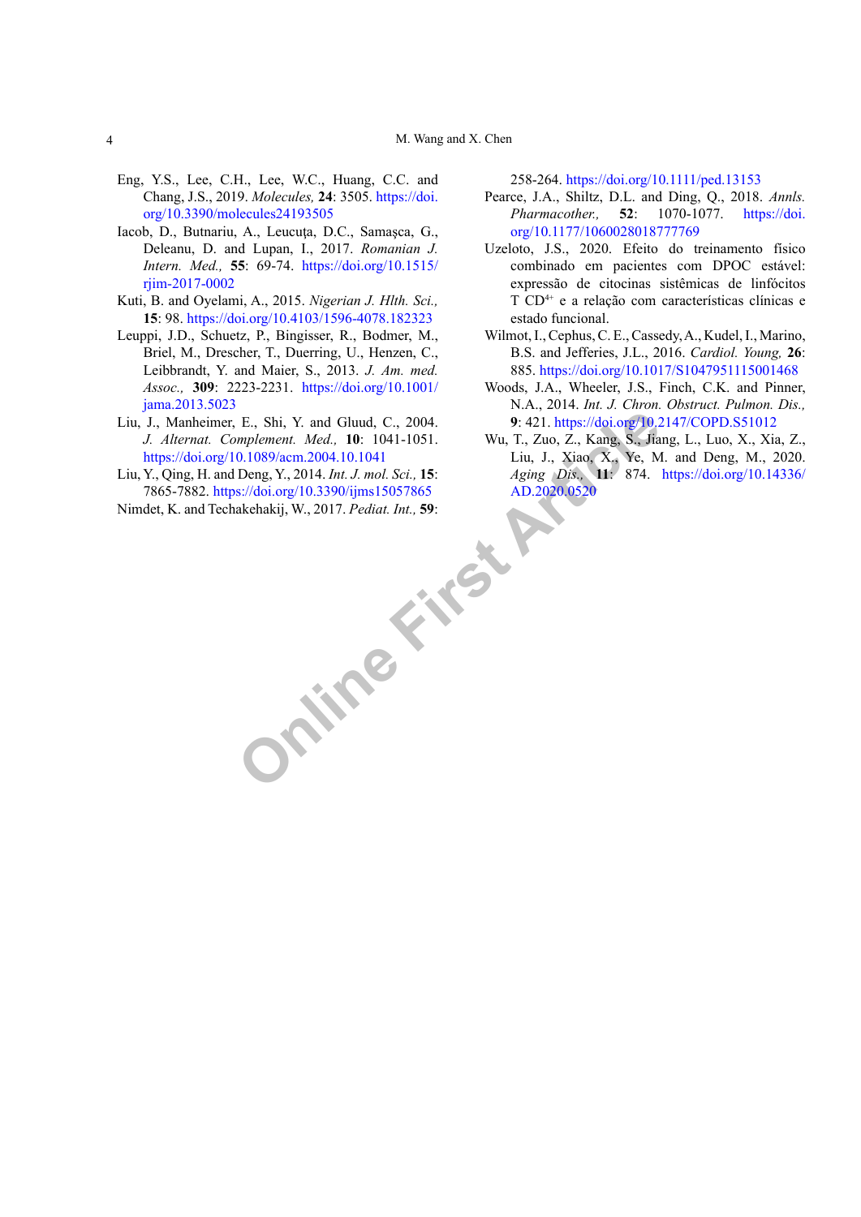Eng, Y.S., Lee, C.H., Lee, W.C., Huang, C.C. and Chang, J.S., 2019. *Molecules,* **24**: 3505. https://doi.org/10.3390/molecules24193505

Iacob, D., Butnariu, A., Leucuţa, D.C., Samaşca, G., Deleanu, D. and Lupan, I., 2017. *Romanian J. Intern. Med.,* **55**: 69-74. https://doi.org/10.1515/rjim-2017-0002

Kuti, B. and Oyelami, A., 2015. *Nigerian J. Hlth. Sci.,* **15**: 98. https://doi.org/10.4103/1596-4078.182323

Leuppi, J.D., Schuetz, P., Bingisser, R., Bodmer, M., Briel, M., Drescher, T., Duerring, U., Henzen, C., Leibbrandt, Y. and Maier, S., 2013. *J. Am. med. Assoc.,* **309**: 2223-2231. https://doi.org/10.1001/jama.2013.5023

Liu, J., Manheimer, E., Shi, Y. and Gluud, C., 2004. *J. Alternat. Complement. Med.,* **10**: 1041-1051. https://doi.org/10.1089/acm.2004.10.1041

Liu, Y., Qing, H. and Deng, Y., 2014. *Int. J. mol. Sci.,* **15**: 7865-7882. https://doi.org/10.3390/ijms15057865

Nimdet, K. and Techakehakij, W., 2017. *Pediat. Int.,* **59**: 258-264. https://doi.org/10.1111/ped.13153

Pearce, J.A., Shiltz, D.L. and Ding, Q., 2018. *Annls. Pharmacother.,* **52**: 1070-1077. https://doi.org/10.1177/1060028018777769

Uzeloto, J.S., 2020. Efeito do treinamento físico combinado em pacientes com DPOC estável: expressão de citocinas sistêmicas de linfócitos T $CD^{4+}$ e a relação com características clínicas e estado funcional.

Wilmot, I., Cephus, C. E., Cassedy, A., Kudel, I., Marino, B.S. and Jefferies, J.L., 2016. *Cardiol. Young,* **26**: 885. https://doi.org/10.1017/S1047951115001468

Woods, J.A., Wheeler, J.S., Finch, C.K. and Pinner, N.A., 2014. *Int. J. Chron. Obstruct. Pulmon. Dis.,* **9**: 421. https://doi.org/10.2147/COPD.S51012

Wu, T., Zuo, Z., Kang, S., Jiang, L., Luo, X., Xia, Z., Liu, J., Xiao, X., Ye, M. and Deng, M., 2020. *Aging Dis.,* **11**: 874. https://doi.org/10.14336/AD.2020.0520